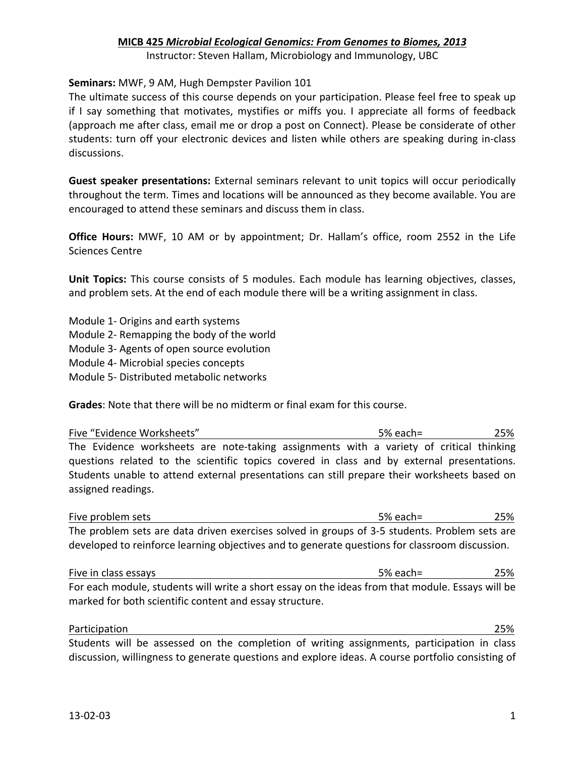**MICB 425 *Microbial Ecological Genomics: From Genomes to Biomes, 2013***

Instructor: Steven Hallam, Microbiology and Immunology, UBC

**Seminars:** MWF, 9 AM, Hugh Dempster Pavilion 101

The ultimate success of this course depends on your participation. Please feel free to speak up if I say something that motivates, mystifies or miffs you. I appreciate all forms of feedback (approach me after class, email me or drop a post on Connect). Please be considerate of other students: turn off your electronic devices and listen while others are speaking during in-class discussions.

**Guest speaker presentations:** External seminars relevant to unit topics will occur periodically throughout the term. Times and locations will be announced as they become available. You are encouraged to attend these seminars and discuss them in class.

**Office Hours:** MWF, 10 AM or by appointment; Dr. Hallam's office, room 2552 in the Life Sciences Centre

**Unit Topics:** This course consists of 5 modules. Each module has learning objectives, classes, and problem sets. At the end of each module there will be a writing assignment in class.

Module 1- Origins and earth systems
Module 2- Remapping the body of the world
Module 3- Agents of open source evolution
Module 4- Microbial species concepts
Module 5- Distributed metabolic networks

**Grades**: Note that there will be no midterm or final exam for this course.

Five "Evidence Worksheets" 5% each= 25%

The Evidence worksheets are note-taking assignments with a variety of critical thinking questions related to the scientific topics covered in class and by external presentations. Students unable to attend external presentations can still prepare their worksheets based on assigned readings.

Five problem sets 5% each= 25%

The problem sets are data driven exercises solved in groups of 3-5 students. Problem sets are developed to reinforce learning objectives and to generate questions for classroom discussion.

Five in class essays 5% each= 25%

For each module, students will write a short essay on the ideas from that module. Essays will be marked for both scientific content and essay structure.

Participation 25%

Students will be assessed on the completion of writing assignments, participation in class discussion, willingness to generate questions and explore ideas. A course portfolio consisting of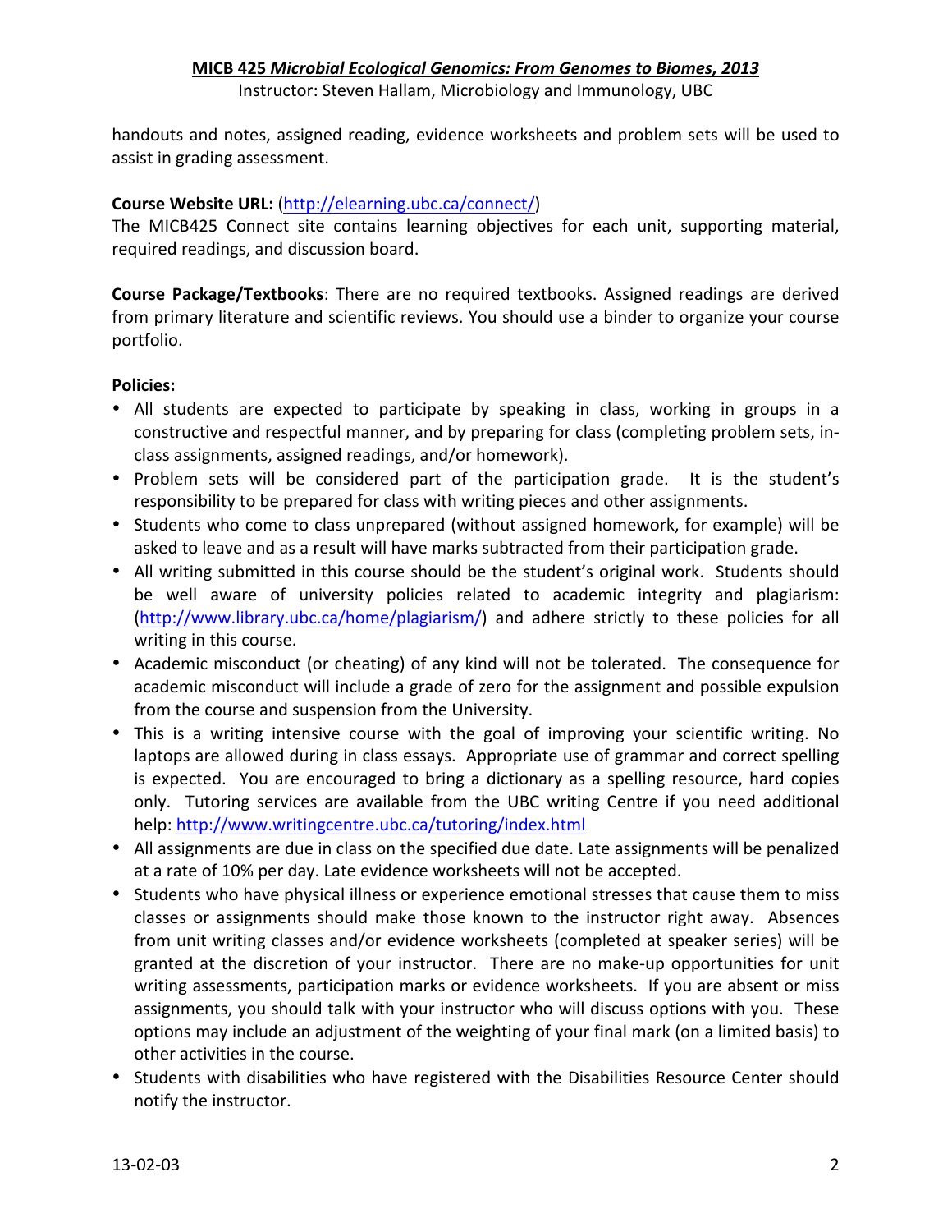handouts and notes, assigned reading, evidence worksheets and problem sets will be used to assist in grading assessment.

**Course Website URL:** (http://elearning.ubc.ca/connect/)
The MICB425 Connect site contains learning objectives for each unit, supporting material, required readings, and discussion board.

**Course Package/Textbooks**: There are no required textbooks. Assigned readings are derived from primary literature and scientific reviews. You should use a binder to organize your course portfolio.

**Policies:**

- All students are expected to participate by speaking in class, working in groups in a constructive and respectful manner, and by preparing for class (completing problem sets, in-class assignments, assigned readings, and/or homework).
- Problem sets will be considered part of the participation grade. It is the student's responsibility to be prepared for class with writing pieces and other assignments.
- Students who come to class unprepared (without assigned homework, for example) will be asked to leave and as a result will have marks subtracted from their participation grade.
- All writing submitted in this course should be the student's original work. Students should be well aware of university policies related to academic integrity and plagiarism: (http://www.library.ubc.ca/home/plagiarism/) and adhere strictly to these policies for all writing in this course.
- Academic misconduct (or cheating) of any kind will not be tolerated. The consequence for academic misconduct will include a grade of zero for the assignment and possible expulsion from the course and suspension from the University.
- This is a writing intensive course with the goal of improving your scientific writing. No laptops are allowed during in class essays. Appropriate use of grammar and correct spelling is expected. You are encouraged to bring a dictionary as a spelling resource, hard copies only. Tutoring services are available from the UBC writing Centre if you need additional help: http://www.writingcentre.ubc.ca/tutoring/index.html
- All assignments are due in class on the specified due date. Late assignments will be penalized at a rate of 10% per day. Late evidence worksheets will not be accepted.
- Students who have physical illness or experience emotional stresses that cause them to miss classes or assignments should make those known to the instructor right away. Absences from unit writing classes and/or evidence worksheets (completed at speaker series) will be granted at the discretion of your instructor. There are no make-up opportunities for unit writing assessments, participation marks or evidence worksheets. If you are absent or miss assignments, you should talk with your instructor who will discuss options with you. These options may include an adjustment of the weighting of your final mark (on a limited basis) to other activities in the course.
- Students with disabilities who have registered with the Disabilities Resource Center should notify the instructor.